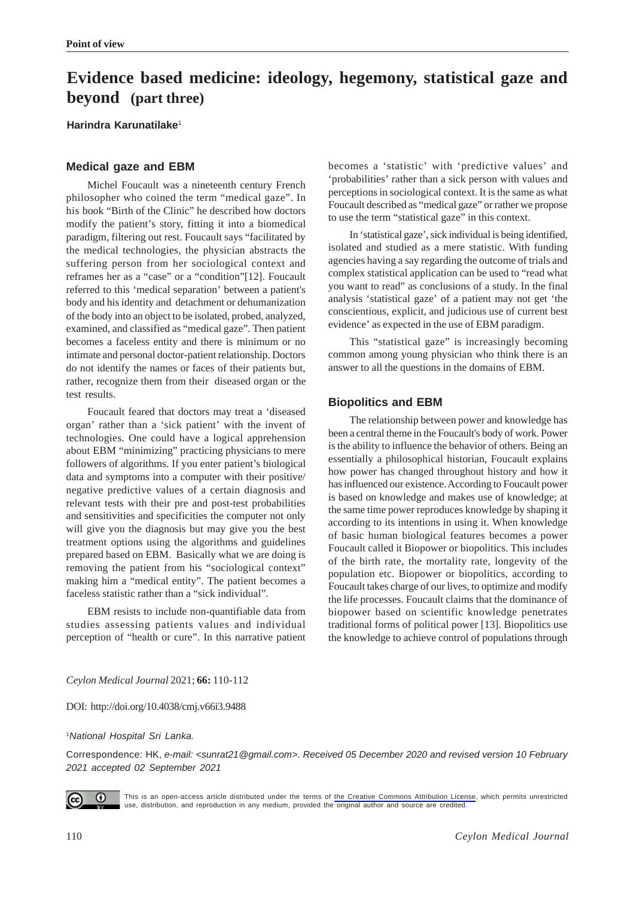Point of view

# Evidence based medicine: ideology, hegemony, statistical gaze and beyond (part three)

**Harindra Karunatilake**[1]

## Medical gaze and EBM

Michel Foucault was a nineteenth century French philosopher who coined the term "medical gaze". In his book "Birth of the Clinic" he described how doctors modify the patient's story, fitting it into a biomedical paradigm, filtering out rest. Foucault says "facilitated by the medical technologies, the physician abstracts the suffering person from her sociological context and reframes her as a "case" or a "condition"[12]. Foucault referred to this 'medical separation' between a patient's body and his identity and detachment or dehumanization of the body into an object to be isolated, probed, analyzed, examined, and classified as "medical gaze". Then patient becomes a faceless entity and there is minimum or no intimate and personal doctor-patient relationship. Doctors do not identify the names or faces of their patients but, rather, recognize them from their diseased organ or the test results.

Foucault feared that doctors may treat a 'diseased organ' rather than a 'sick patient' with the invent of technologies. One could have a logical apprehension about EBM "minimizing" practicing physicians to mere followers of algorithms. If you enter patient's biological data and symptoms into a computer with their positive/ negative predictive values of a certain diagnosis and relevant tests with their pre and post-test probabilities and sensitivities and specificities the computer not only will give you the diagnosis but may give you the best treatment options using the algorithms and guidelines prepared based on EBM. Basically what we are doing is removing the patient from his "sociological context" making him a "medical entity". The patient becomes a faceless statistic rather than a "sick individual".

EBM resists to include non-quantifiable data from studies assessing patients values and individual perception of "health or cure". In this narrative patient becomes a 'statistic' with 'predictive values' and 'probabilities' rather than a sick person with values and perceptions in sociological context. It is the same as what Foucault described as "medical gaze" or rather we propose to use the term "statistical gaze" in this context.

In 'statistical gaze', sick individual is being identified, isolated and studied as a mere statistic. With funding agencies having a say regarding the outcome of trials and complex statistical application can be used to "read what you want to read" as conclusions of a study. In the final analysis 'statistical gaze' of a patient may not get 'the conscientious, explicit, and judicious use of current best evidence' as expected in the use of EBM paradigm.

This "statistical gaze" is increasingly becoming common among young physician who think there is an answer to all the questions in the domains of EBM.

## Biopolitics and EBM

The relationship between power and knowledge has been a central theme in the Foucault's body of work. Power is the ability to influence the behavior of others. Being an essentially a philosophical historian, Foucault explains how power has changed throughout history and how it has influenced our existence. According to Foucault power is based on knowledge and makes use of knowledge; at the same time power reproduces knowledge by shaping it according to its intentions in using it. When knowledge of basic human biological features becomes a power Foucault called it Biopower or biopolitics. This includes of the birth rate, the mortality rate, longevity of the population etc. Biopower or biopolitics, according to Foucault takes charge of our lives, to optimize and modify the life processes. Foucault claims that the dominance of biopower based on scientific knowledge penetrates traditional forms of political power [13]. Biopolitics use the knowledge to achieve control of populations through

*Ceylon Medical Journal* 2021; **66:** 110-112

DOI: http://doi.org/10.4038/cmj.v66i3.9488

[1]*National Hospital Sri Lanka.*

Correspondence: HK, *e-mail: <sunrat21@gmail.com>. Received 05 December 2020 and revised version 10 February 2021 accepted 02 September 2021*

This is an open-access article distributed under the terms of the Creative Commons Attribution License, which permits unrestricted use, distribution, and reproduction in any medium, provided the original author and source are credited.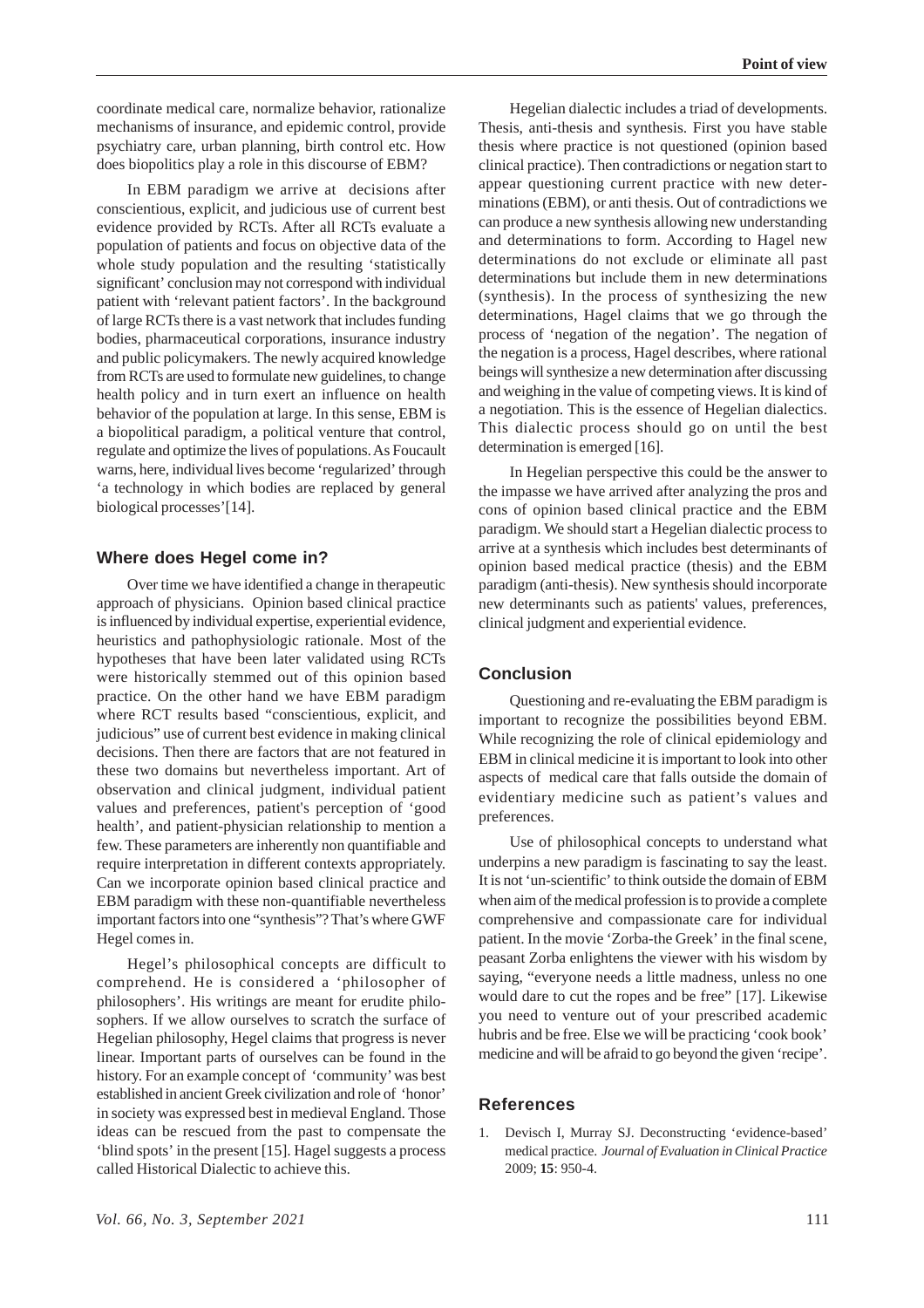coordinate medical care, normalize behavior, rationalize mechanisms of insurance, and epidemic control, provide psychiatry care, urban planning, birth control etc. How does biopolitics play a role in this discourse of EBM?

In EBM paradigm we arrive at decisions after conscientious, explicit, and judicious use of current best evidence provided by RCTs. After all RCTs evaluate a population of patients and focus on objective data of the whole study population and the resulting 'statistically significant' conclusion may not correspond with individual patient with 'relevant patient factors'. In the background of large RCTs there is a vast network that includes funding bodies, pharmaceutical corporations, insurance industry and public policymakers. The newly acquired knowledge from RCTs are used to formulate new guidelines, to change health policy and in turn exert an influence on health behavior of the population at large. In this sense, EBM is a biopolitical paradigm, a political venture that control, regulate and optimize the lives of populations. As Foucault warns, here, individual lives become 'regularized' through 'a technology in which bodies are replaced by general biological processes'[14].

## Where does Hegel come in?

Over time we have identified a change in therapeutic approach of physicians. Opinion based clinical practice is influenced by individual expertise, experiential evidence, heuristics and pathophysiologic rationale. Most of the hypotheses that have been later validated using RCTs were historically stemmed out of this opinion based practice. On the other hand we have EBM paradigm where RCT results based "conscientious, explicit, and judicious" use of current best evidence in making clinical decisions. Then there are factors that are not featured in these two domains but nevertheless important. Art of observation and clinical judgment, individual patient values and preferences, patient's perception of 'good health', and patient-physician relationship to mention a few. These parameters are inherently non quantifiable and require interpretation in different contexts appropriately. Can we incorporate opinion based clinical practice and EBM paradigm with these non-quantifiable nevertheless important factors into one "synthesis"? That's where GWF Hegel comes in.

Hegel's philosophical concepts are difficult to comprehend. He is considered a 'philosopher of philosophers'. His writings are meant for erudite philosophers. If we allow ourselves to scratch the surface of Hegelian philosophy, Hegel claims that progress is never linear. Important parts of ourselves can be found in the history. For an example concept of 'community' was best established in ancient Greek civilization and role of 'honor' in society was expressed best in medieval England. Those ideas can be rescued from the past to compensate the 'blind spots' in the present [15]. Hagel suggests a process called Historical Dialectic to achieve this.

Hegelian dialectic includes a triad of developments. Thesis, anti-thesis and synthesis. First you have stable thesis where practice is not questioned (opinion based clinical practice). Then contradictions or negation start to appear questioning current practice with new determinations (EBM), or anti thesis. Out of contradictions we can produce a new synthesis allowing new understanding and determinations to form. According to Hagel new determinations do not exclude or eliminate all past determinations but include them in new determinations (synthesis). In the process of synthesizing the new determinations, Hagel claims that we go through the process of 'negation of the negation'. The negation of the negation is a process, Hagel describes, where rational beings will synthesize a new determination after discussing and weighing in the value of competing views. It is kind of a negotiation. This is the essence of Hegelian dialectics. This dialectic process should go on until the best determination is emerged [16].

In Hegelian perspective this could be the answer to the impasse we have arrived after analyzing the pros and cons of opinion based clinical practice and the EBM paradigm. We should start a Hegelian dialectic process to arrive at a synthesis which includes best determinants of opinion based medical practice (thesis) and the EBM paradigm (anti-thesis). New synthesis should incorporate new determinants such as patients' values, preferences, clinical judgment and experiential evidence.

## Conclusion

Questioning and re-evaluating the EBM paradigm is important to recognize the possibilities beyond EBM. While recognizing the role of clinical epidemiology and EBM in clinical medicine it is important to look into other aspects of medical care that falls outside the domain of evidentiary medicine such as patient's values and preferences.

Use of philosophical concepts to understand what underpins a new paradigm is fascinating to say the least. It is not 'un-scientific' to think outside the domain of EBM when aim of the medical profession is to provide a complete comprehensive and compassionate care for individual patient. In the movie 'Zorba-the Greek' in the final scene, peasant Zorba enlightens the viewer with his wisdom by saying, "everyone needs a little madness, unless no one would dare to cut the ropes and be free" [17]. Likewise you need to venture out of your prescribed academic hubris and be free. Else we will be practicing 'cook book' medicine and will be afraid to go beyond the given 'recipe'.

## References

1. Devisch I, Murray SJ. Deconstructing 'evidence-based' medical practice. *Journal of Evaluation in Clinical Practice* 2009; **15**: 950-4.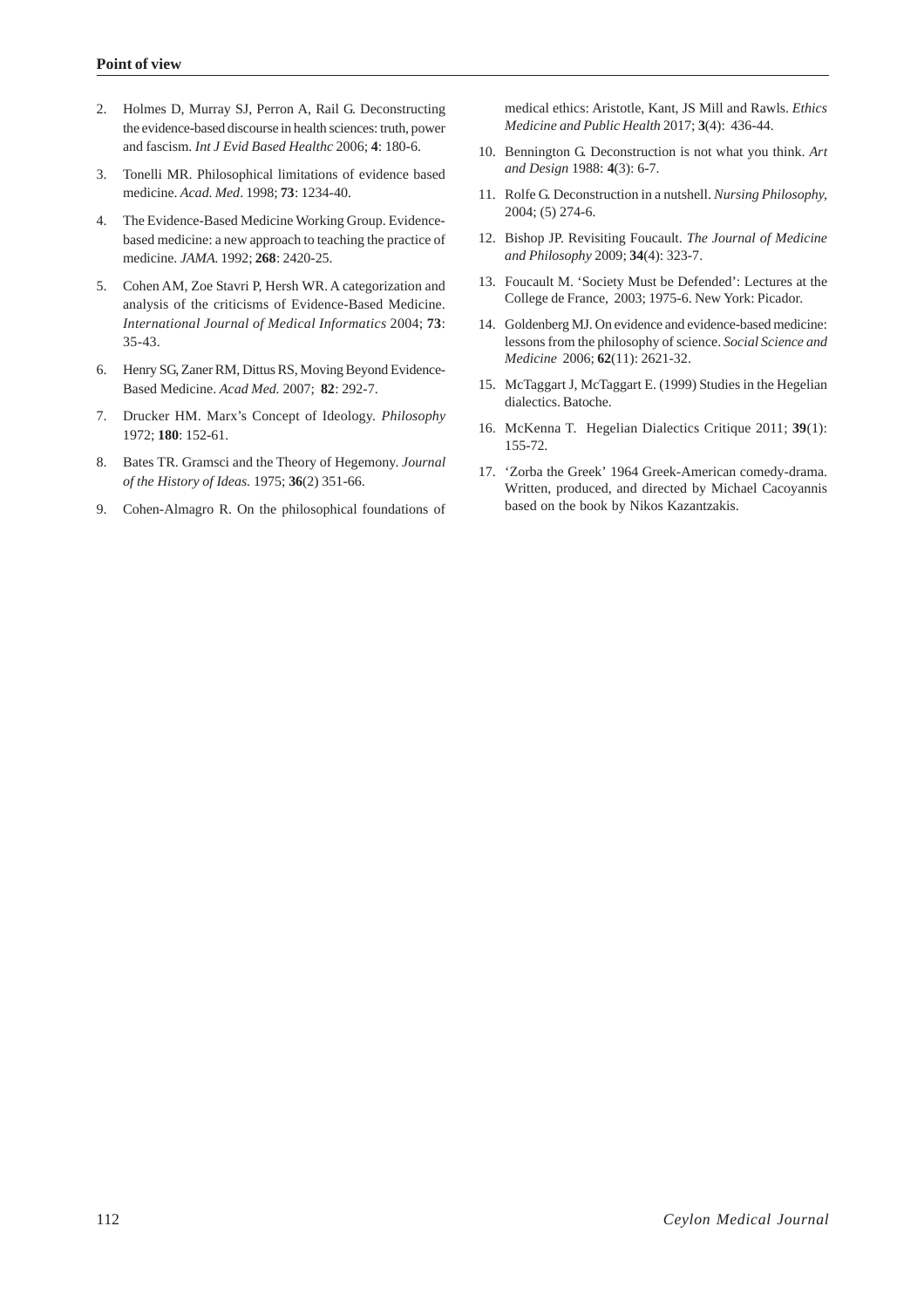2. Holmes D, Murray SJ, Perron A, Rail G. Deconstructing the evidence-based discourse in health sciences: truth, power and fascism. *Int J Evid Based Healthc* 2006; **4**: 180-6.

3. Tonelli MR. Philosophical limitations of evidence based medicine. *Acad. Med*. 1998; **73**: 1234-40.

4. The Evidence-Based Medicine Working Group. Evidence-based medicine: a new approach to teaching the practice of medicine. *JAMA*. 1992; **268**: 2420-25.

5. Cohen AM, Zoe Stavri P, Hersh WR. A categorization and analysis of the criticisms of Evidence-Based Medicine. *International Journal of Medical Informatics* 2004; **73**: 35-43.

6. Henry SG, Zaner RM, Dittus RS, Moving Beyond Evidence-Based Medicine. *Acad Med.* 2007; **82**: 292-7.

7. Drucker HM. Marx's Concept of Ideology. *Philosophy* 1972; **180**: 152-61.

8. Bates TR. Gramsci and the Theory of Hegemony. *Journal of the History of Ideas.* 1975; **36**(2) 351-66.

9. Cohen-Almagro R. On the philosophical foundations of medical ethics: Aristotle, Kant, JS Mill and Rawls. *Ethics Medicine and Public Health* 2017; **3**(4): 436-44.

10. Bennington G. Deconstruction is not what you think. *Art and Design* 1988: **4**(3): 6-7.

11. Rolfe G. Deconstruction in a nutshell. *Nursing Philosophy,* 2004; (5) 274-6.

12. Bishop JP. Revisiting Foucault. *The Journal of Medicine and Philosophy* 2009; **34**(4): 323-7.

13. Foucault M. 'Society Must be Defended': Lectures at the College de France, 2003; 1975-6. New York: Picador.

14. Goldenberg MJ. On evidence and evidence-based medicine: lessons from the philosophy of science. *Social Science and Medicine* 2006; **62**(11): 2621-32.

15. McTaggart J, McTaggart E. (1999) Studies in the Hegelian dialectics. Batoche.

16. McKenna T. Hegelian Dialectics Critique 2011; **39**(1): 155-72.

17. 'Zorba the Greek' 1964 Greek-American comedy-drama. Written, produced, and directed by Michael Cacoyannis based on the book by Nikos Kazantzakis.